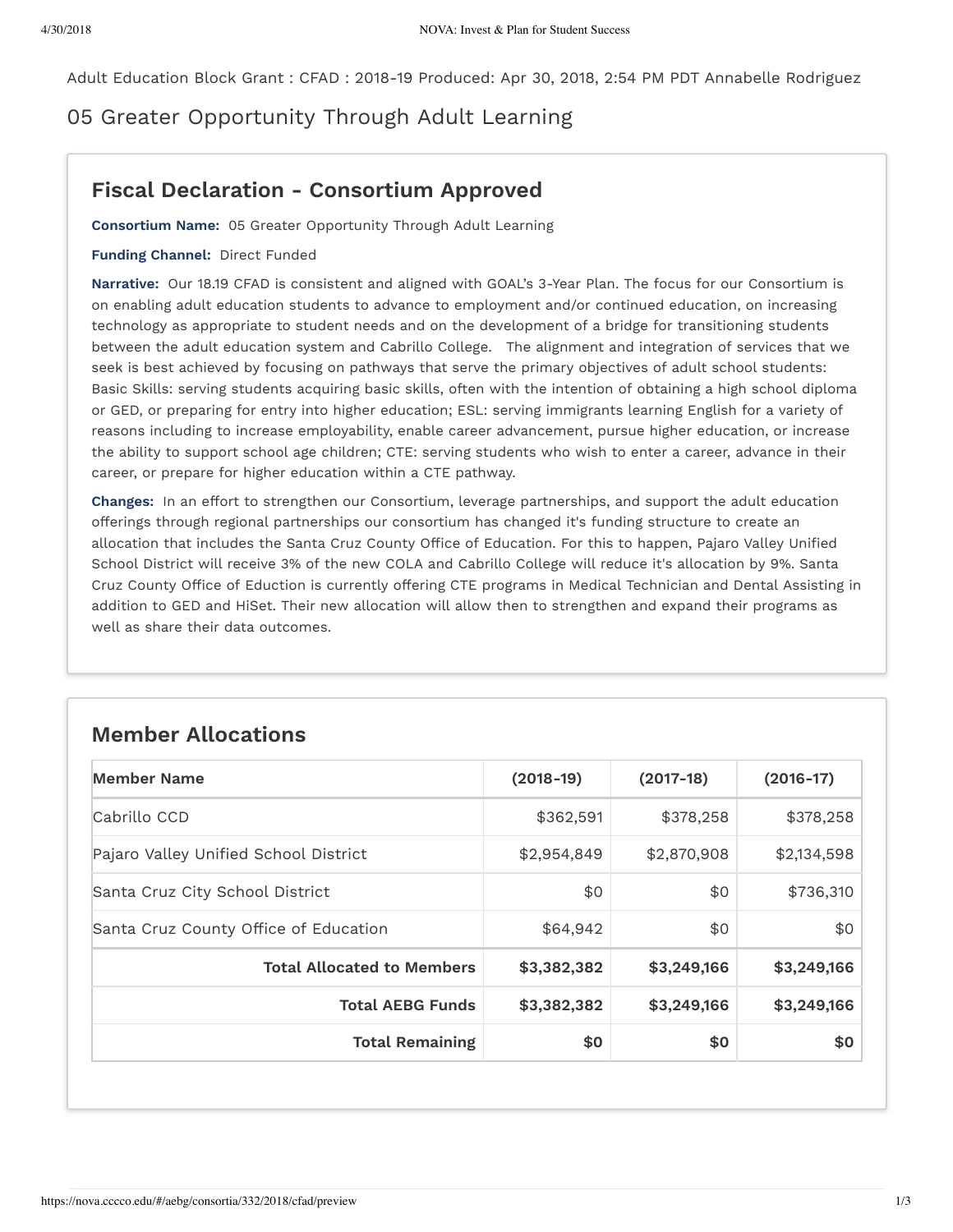Adult Education Block Grant : CFAD : 2018-19 Produced: Apr 30, 2018, 2:54 PM PDT Annabelle Rodriguez

# 05 Greater Opportunity Through Adult Learning

## Fiscal Declaration - Consortium Approved

**Consortium Name:** 05 Greater Opportunity Through Adult Learning

**Funding Channel:** Direct Funded

**Narrative:** Our 18.19 CFAD is consistent and aligned with GOAL's 3-Year Plan. The focus for our Consortium is on enabling adult education students to advance to employment and/or continued education, on increasing technology as appropriate to student needs and on the development of a bridge for transitioning students between the adult education system and Cabrillo College. The alignment and integration of services that we seek is best achieved by focusing on pathways that serve the primary objectives of adult school students: Basic Skills: serving students acquiring basic skills, often with the intention of obtaining a high school diploma or GED, or preparing for entry into higher education; ESL: serving immigrants learning English for a variety of reasons including to increase employability, enable career advancement, pursue higher education, or increase the ability to support school age children; CTE: serving students who wish to enter a career, advance in their career, or prepare for higher education within a CTE pathway.

**Changes:** In an effort to strengthen our Consortium, leverage partnerships, and support the adult education offerings through regional partnerships our consortium has changed it's funding structure to create an allocation that includes the Santa Cruz County Office of Education. For this to happen, Pajaro Valley Unified School District will receive 3% of the new COLA and Cabrillo College will reduce it's allocation by 9%. Santa Cruz County Office of Eduction is currently offering CTE programs in Medical Technician and Dental Assisting in addition to GED and HiSet. Their new allocation will allow then to strengthen and expand their programs as well as share their data outcomes.

## Member Allocations

| Member Name | (2018-19) | (2017-18) | (2016-17) |
|---|---|---|---|
| Cabrillo CCD | $362,591 | $378,258 | $378,258 |
| Pajaro Valley Unified School District | $2,954,849 | $2,870,908 | $2,134,598 |
| Santa Cruz City School District | $0 | $0 | $736,310 |
| Santa Cruz County Office of Education | $64,942 | $0 | $0 |
| **Total Allocated to Members** | **$3,382,382** | **$3,249,166** | **$3,249,166** |
| **Total AEBG Funds** | **$3,382,382** | **$3,249,166** | **$3,249,166** |
| **Total Remaining** | **$0** | **$0** | **$0** |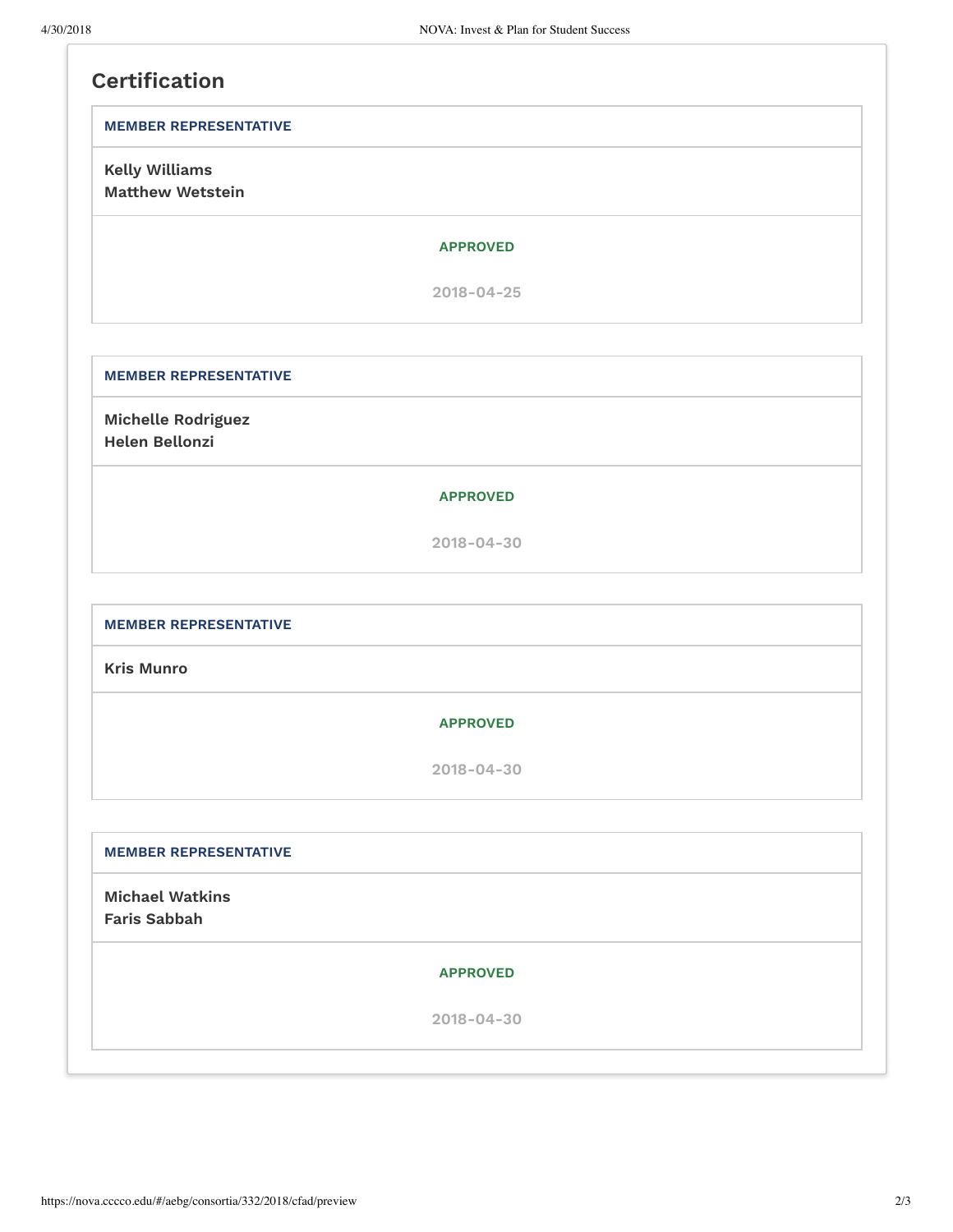## Certification

**MEMBER REPRESENTATIVE**

**Kelly Williams**
**Matthew Wetstein**

APPROVED

2018-04-25

**MEMBER REPRESENTATIVE**

**Michelle Rodriguez**
**Helen Bellonzi**

APPROVED

2018-04-30

**MEMBER REPRESENTATIVE**

**Kris Munro**

APPROVED

2018-04-30

**MEMBER REPRESENTATIVE**

**Michael Watkins**
**Faris Sabbah**

APPROVED

2018-04-30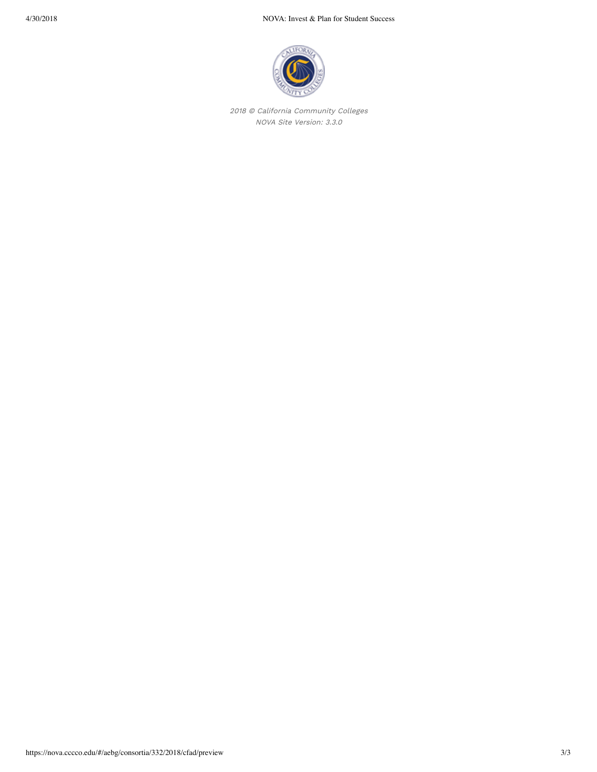*2018 © California Community Colleges*
*NOVA Site Version: 3.3.0*